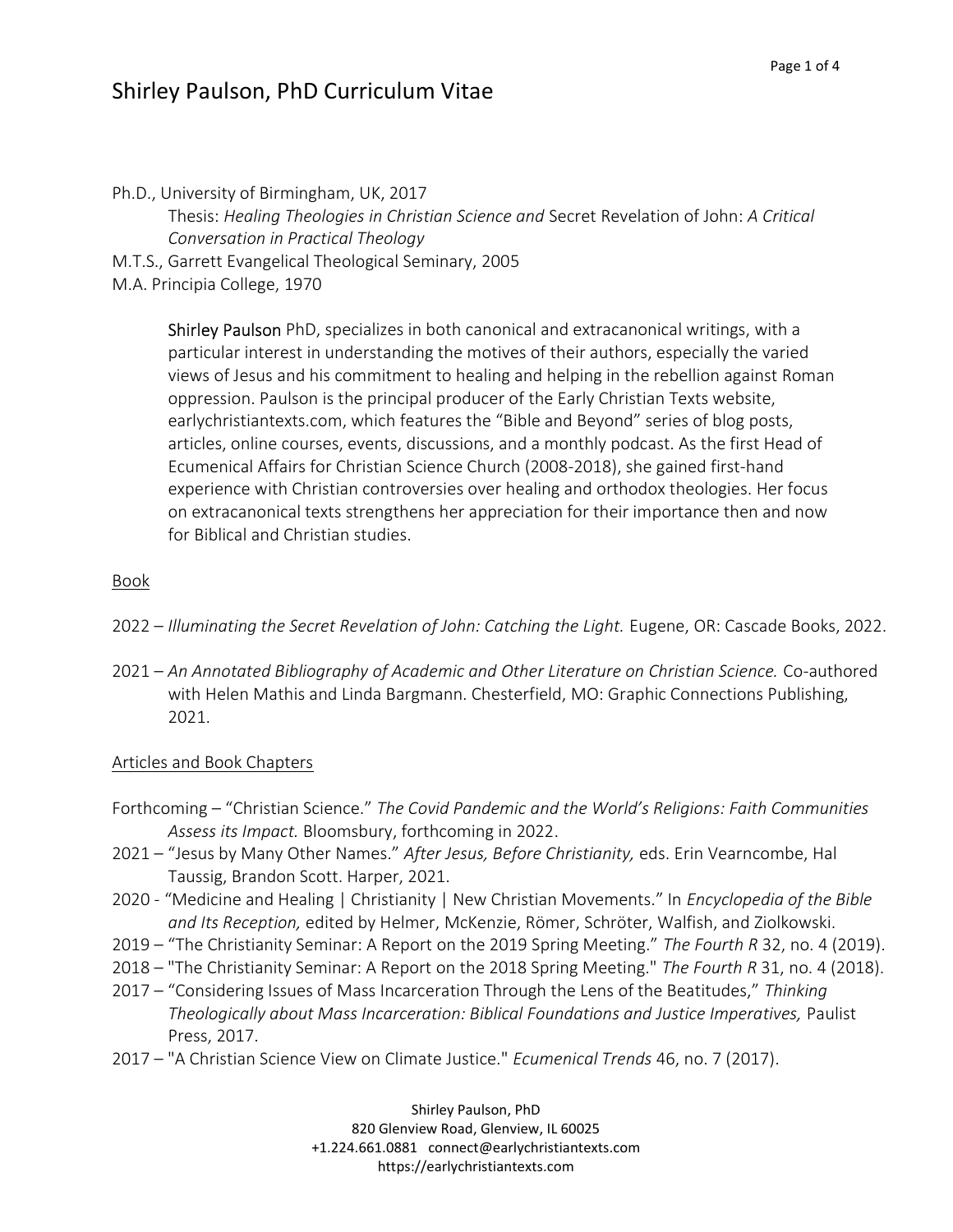# Shirley Paulson, PhD Curriculum Vitae

Ph.D., University of Birmingham, UK, 2017

Thesis: *Healing Theologies in Christian Science and* Secret Revelation of John: *A Critical Conversation in Practical Theology*

M.T.S., Garrett Evangelical Theological Seminary, 2005

M.A. Principia College, 1970

Shirley Paulson PhD, specializes in both canonical and extracanonical writings, with a particular interest in understanding the motives of their authors, especially the varied views of Jesus and his commitment to healing and helping in the rebellion against Roman oppression. Paulson is the principal producer of the Early Christian Texts website, earlychristiantexts.com, which features the "Bible and Beyond" series of blog posts, articles, online courses, events, discussions, and a monthly podcast. As the first Head of Ecumenical Affairs for Christian Science Church (2008-2018), she gained first-hand experience with Christian controversies over healing and orthodox theologies. Her focus on extracanonical texts strengthens her appreciation for their importance then and now for Biblical and Christian studies.

## Book

2022 – *Illuminating the Secret Revelation of John: Catching the Light.* Eugene, OR: Cascade Books, 2022.

2021 – *An Annotated Bibliography of Academic and Other Literature on Christian Science.* Co-authored with Helen Mathis and Linda Bargmann. Chesterfield, MO: Graphic Connections Publishing, 2021.

## Articles and Book Chapters

Forthcoming – "Christian Science." *The Covid Pandemic and the World's Religions: Faith Communities Assess its Impact.* Bloomsbury, forthcoming in 2022.

2021 – "Jesus by Many Other Names." *After Jesus, Before Christianity,* eds. Erin Vearncombe, Hal Taussig, Brandon Scott. Harper, 2021.

2020 - "Medicine and Healing | Christianity | New Christian Movements." In *Encyclopedia of the Bible and Its Reception,* edited by Helmer, McKenzie, Römer, Schröter, Walfish, and Ziolkowski.

2019 – "The Christianity Seminar: A Report on the 2019 Spring Meeting." *The Fourth R* 32, no. 4 (2019).

2018 – "The Christianity Seminar: A Report on the 2018 Spring Meeting." *The Fourth R* 31, no. 4 (2018).

2017 – "Considering Issues of Mass Incarceration Through the Lens of the Beatitudes," *Thinking Theologically about Mass Incarceration: Biblical Foundations and Justice Imperatives,* Paulist Press, 2017.

2017 – "A Christian Science View on Climate Justice." *Ecumenical Trends* 46, no. 7 (2017).

Shirley Paulson, PhD
820 Glenview Road, Glenview, IL 60025
+1.224.661.0881 connect@earlychristiantexts.com
https://earlychristiantexts.com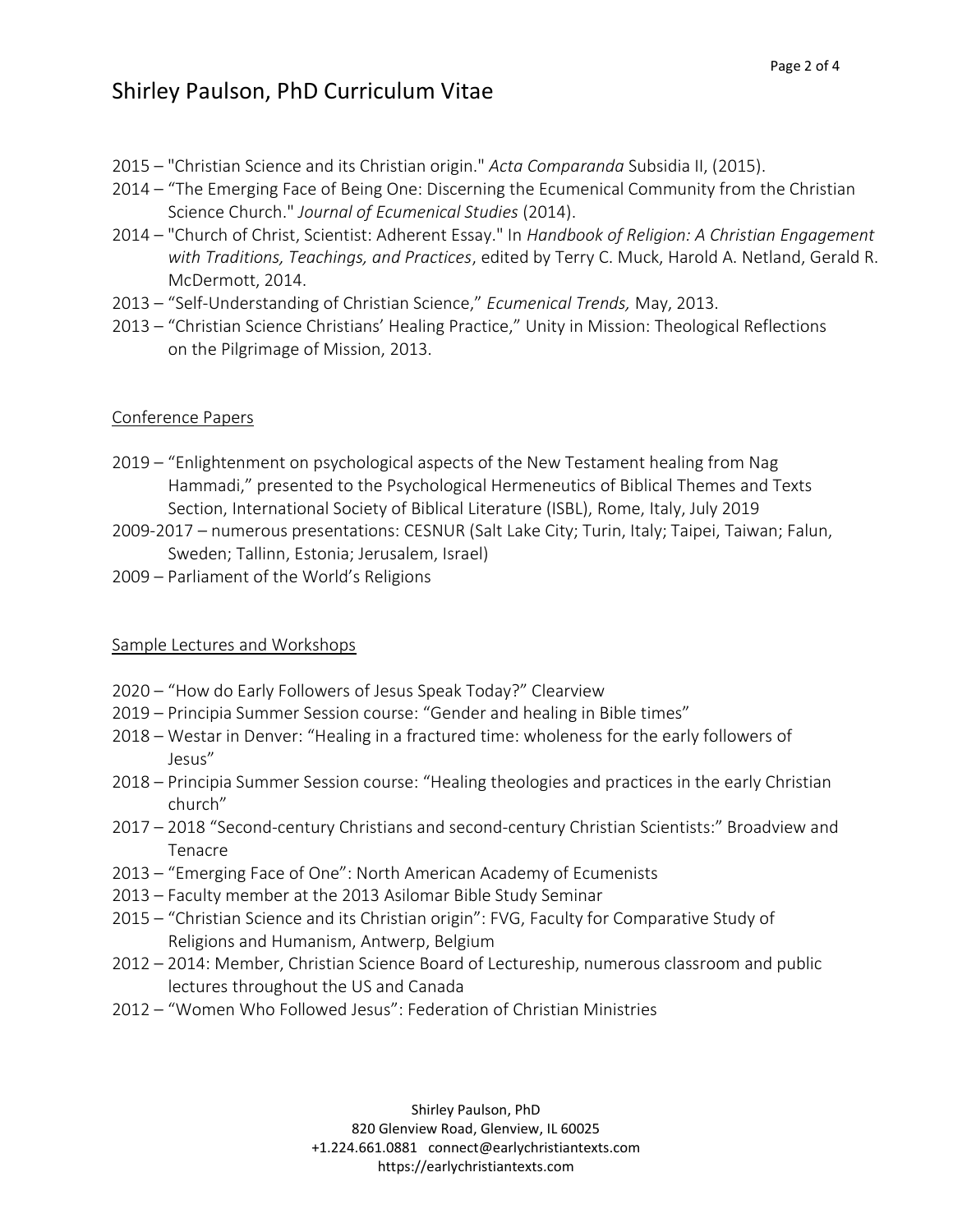2015 – "Christian Science and its Christian origin." *Acta Comparanda* Subsidia II, (2015).

2014 – "The Emerging Face of Being One: Discerning the Ecumenical Community from the Christian Science Church." *Journal of Ecumenical Studies* (2014).

2014 – "Church of Christ, Scientist: Adherent Essay." In *Handbook of Religion: A Christian Engagement with Traditions, Teachings, and Practices*, edited by Terry C. Muck, Harold A. Netland, Gerald R. McDermott, 2014.

2013 – "Self-Understanding of Christian Science," *Ecumenical Trends,* May, 2013.

2013 – "Christian Science Christians' Healing Practice," Unity in Mission: Theological Reflections on the Pilgrimage of Mission, 2013.

## Conference Papers

2019 – "Enlightenment on psychological aspects of the New Testament healing from Nag Hammadi," presented to the Psychological Hermeneutics of Biblical Themes and Texts Section, International Society of Biblical Literature (ISBL), Rome, Italy, July 2019

2009-2017 – numerous presentations: CESNUR (Salt Lake City; Turin, Italy; Taipei, Taiwan; Falun, Sweden; Tallinn, Estonia; Jerusalem, Israel)

2009 – Parliament of the World's Religions

## Sample Lectures and Workshops

2020 – "How do Early Followers of Jesus Speak Today?" Clearview

2019 – Principia Summer Session course: "Gender and healing in Bible times"

2018 – Westar in Denver: "Healing in a fractured time: wholeness for the early followers of Jesus"

2018 – Principia Summer Session course: "Healing theologies and practices in the early Christian church"

2017 – 2018 "Second-century Christians and second-century Christian Scientists:" Broadview and Tenacre

2013 – "Emerging Face of One": North American Academy of Ecumenists

2013 – Faculty member at the 2013 Asilomar Bible Study Seminar

2015 – "Christian Science and its Christian origin": FVG, Faculty for Comparative Study of Religions and Humanism, Antwerp, Belgium

2012 – 2014: Member, Christian Science Board of Lectureship, numerous classroom and public lectures throughout the US and Canada

2012 – "Women Who Followed Jesus": Federation of Christian Ministries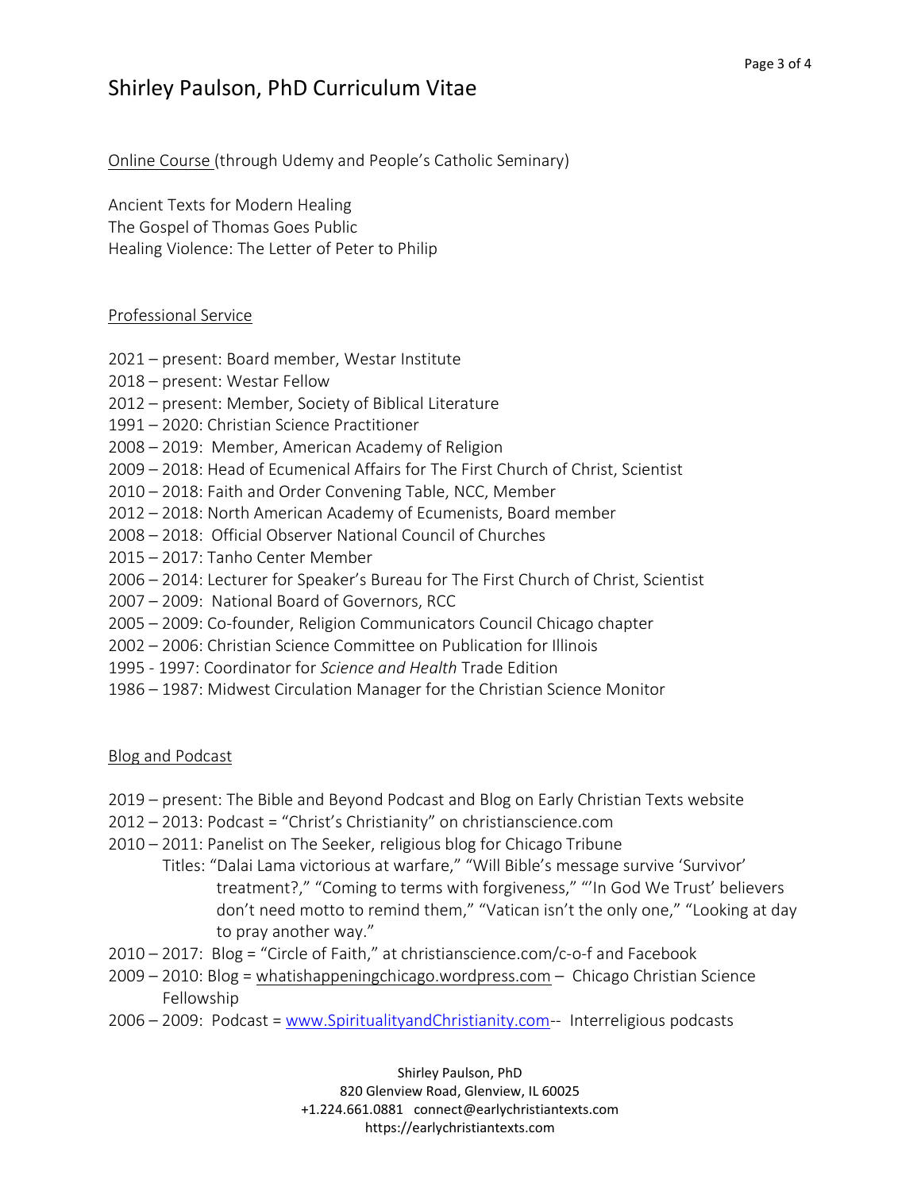<u>Online Course </u>(through Udemy and People's Catholic Seminary)

Ancient Texts for Modern Healing
The Gospel of Thomas Goes Public
Healing Violence: The Letter of Peter to Philip

<u>Professional Service</u>

2021 – present: Board member, Westar Institute
2018 – present: Westar Fellow
2012 – present: Member, Society of Biblical Literature
1991 – 2020: Christian Science Practitioner
2008 – 2019: Member, American Academy of Religion
2009 – 2018: Head of Ecumenical Affairs for The First Church of Christ, Scientist
2010 – 2018: Faith and Order Convening Table, NCC, Member
2012 – 2018: North American Academy of Ecumenists, Board member
2008 – 2018: Official Observer National Council of Churches
2015 – 2017: Tanho Center Member
2006 – 2014: Lecturer for Speaker's Bureau for The First Church of Christ, Scientist
2007 – 2009: National Board of Governors, RCC
2005 – 2009: Co-founder, Religion Communicators Council Chicago chapter
2002 – 2006: Christian Science Committee on Publication for Illinois
1995 - 1997: Coordinator for *Science and Health* Trade Edition
1986 – 1987: Midwest Circulation Manager for the Christian Science Monitor

<u>Blog and Podcast</u>

2019 – present: The Bible and Beyond Podcast and Blog on Early Christian Texts website
2012 – 2013: Podcast = "Christ's Christianity" on christianscience.com
2010 – 2011: Panelist on The Seeker, religious blog for Chicago Tribune
Titles: "Dalai Lama victorious at warfare," "Will Bible's message survive 'Survivor' treatment?," "Coming to terms with forgiveness," "'In God We Trust' believers don't need motto to remind them," "Vatican isn't the only one," "Looking at day to pray another way."
2010 – 2017: Blog = "Circle of Faith," at christianscience.com/c-o-f and Facebook
2009 – 2010: Blog = whatishappeningchicago.wordpress.com – Chicago Christian Science Fellowship
2006 – 2009: Podcast = www.SpiritualityandChristianity.com-- Interreligious podcasts

Shirley Paulson, PhD
820 Glenview Road, Glenview, IL 60025
+1.224.661.0881 connect@earlychristiantexts.com
https://earlychristiantexts.com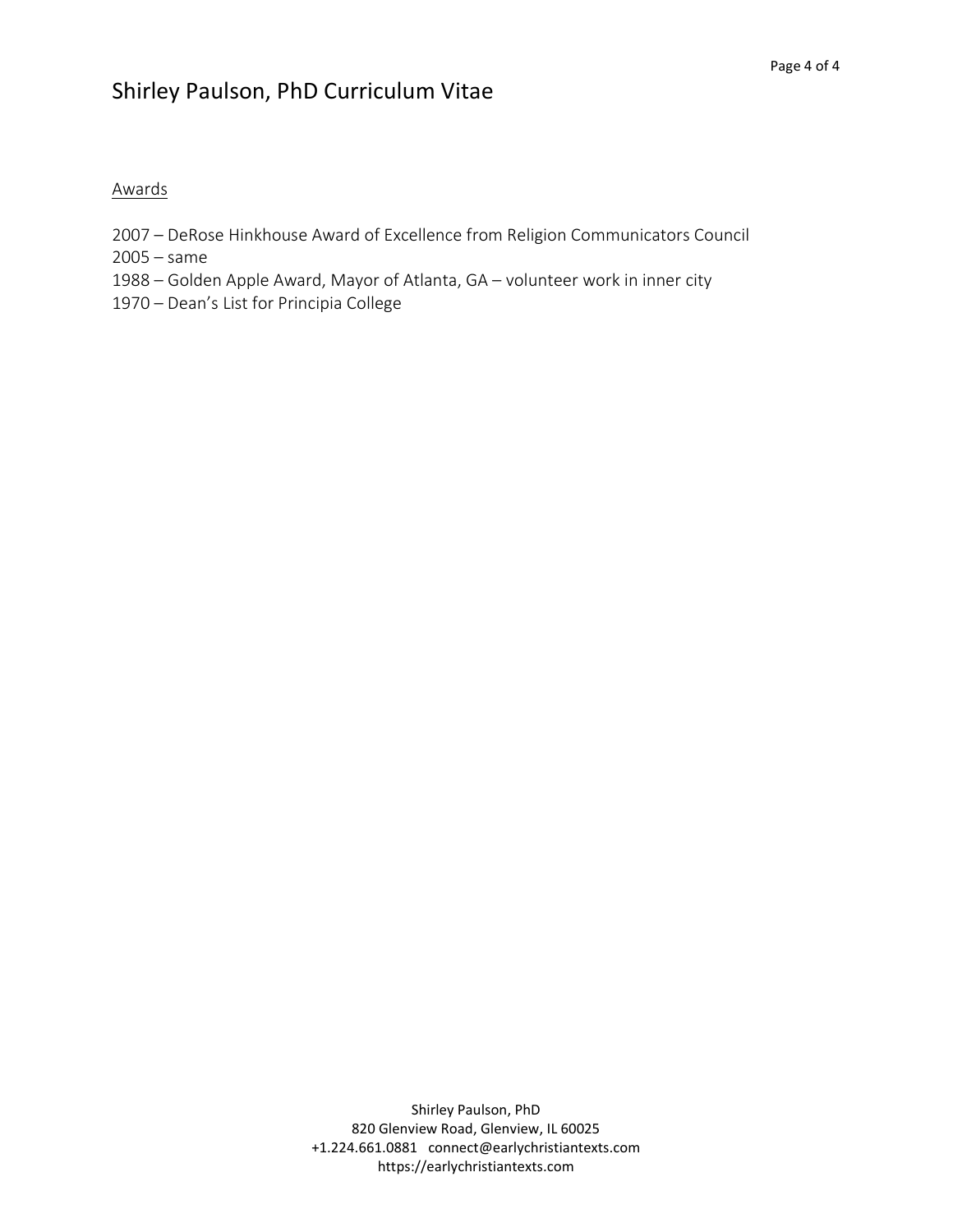## Awards

2007 – DeRose Hinkhouse Award of Excellence from Religion Communicators Council
2005 – same
1988 – Golden Apple Award, Mayor of Atlanta, GA – volunteer work in inner city
1970 – Dean's List for Principia College